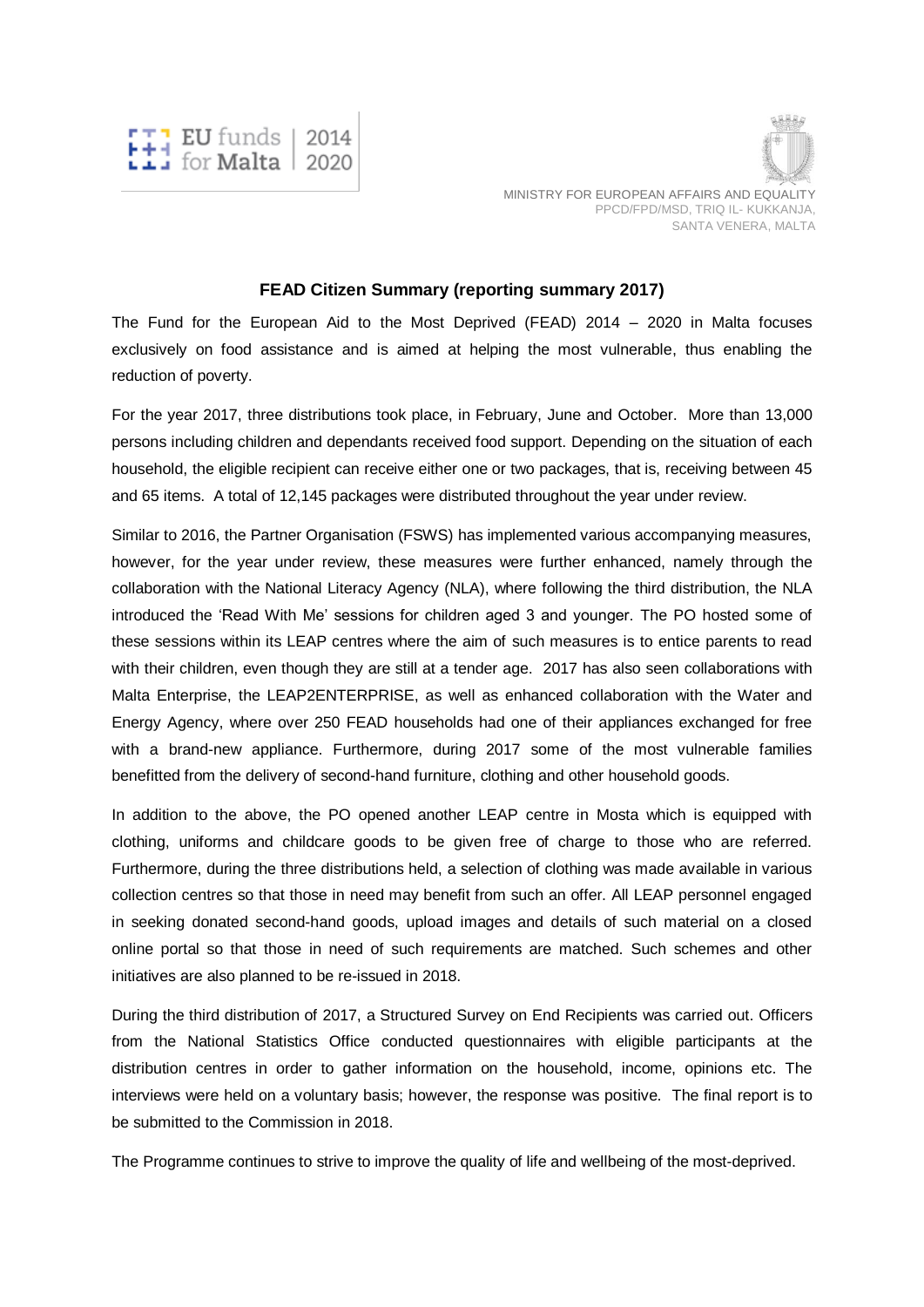EU funds for Malta | 2014 2020

MINISTRY FOR EUROPEAN AFFAIRS AND EQUALITY
PPCD/FPD/MSD, TRIQ IL- KUKKANJA,
SANTA VENERA, MALTA

## FEAD Citizen Summary (reporting summary 2017)

The Fund for the European Aid to the Most Deprived (FEAD) 2014 – 2020 in Malta focuses exclusively on food assistance and is aimed at helping the most vulnerable, thus enabling the reduction of poverty.

For the year 2017, three distributions took place, in February, June and October. More than 13,000 persons including children and dependants received food support. Depending on the situation of each household, the eligible recipient can receive either one or two packages, that is, receiving between 45 and 65 items. A total of 12,145 packages were distributed throughout the year under review.

Similar to 2016, the Partner Organisation (FSWS) has implemented various accompanying measures, however, for the year under review, these measures were further enhanced, namely through the collaboration with the National Literacy Agency (NLA), where following the third distribution, the NLA introduced the 'Read With Me' sessions for children aged 3 and younger. The PO hosted some of these sessions within its LEAP centres where the aim of such measures is to entice parents to read with their children, even though they are still at a tender age. 2017 has also seen collaborations with Malta Enterprise, the LEAP2ENTERPRISE, as well as enhanced collaboration with the Water and Energy Agency, where over 250 FEAD households had one of their appliances exchanged for free with a brand-new appliance. Furthermore, during 2017 some of the most vulnerable families benefitted from the delivery of second-hand furniture, clothing and other household goods.

In addition to the above, the PO opened another LEAP centre in Mosta which is equipped with clothing, uniforms and childcare goods to be given free of charge to those who are referred. Furthermore, during the three distributions held, a selection of clothing was made available in various collection centres so that those in need may benefit from such an offer. All LEAP personnel engaged in seeking donated second-hand goods, upload images and details of such material on a closed online portal so that those in need of such requirements are matched. Such schemes and other initiatives are also planned to be re-issued in 2018.

During the third distribution of 2017, a Structured Survey on End Recipients was carried out. Officers from the National Statistics Office conducted questionnaires with eligible participants at the distribution centres in order to gather information on the household, income, opinions etc. The interviews were held on a voluntary basis; however, the response was positive. The final report is to be submitted to the Commission in 2018.

The Programme continues to strive to improve the quality of life and wellbeing of the most-deprived.